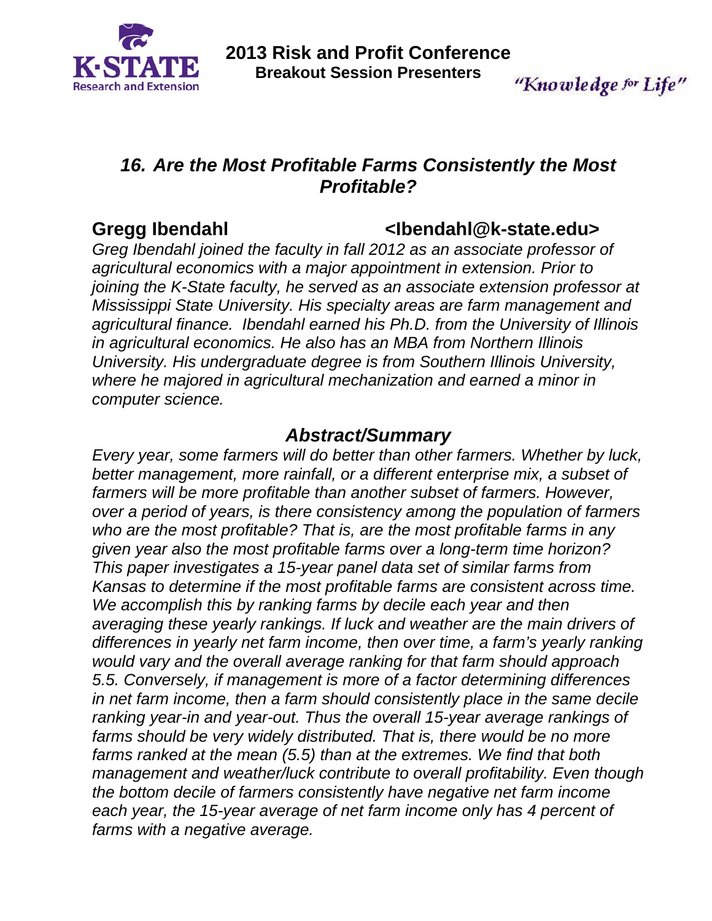**2013 Risk and Profit Conference**
**Breakout Session Presenters**

*"Knowledge for Life"*

## *16. Are the Most Profitable Farms Consistently the Most Profitable?*

**Gregg Ibendahl** **<Ibendahl@k-state.edu>**

*Greg Ibendahl joined the faculty in fall 2012 as an associate professor of agricultural economics with a major appointment in extension. Prior to joining the K-State faculty, he served as an associate extension professor at Mississippi State University. His specialty areas are farm management and agricultural finance. Ibendahl earned his Ph.D. from the University of Illinois in agricultural economics. He also has an MBA from Northern Illinois University. His undergraduate degree is from Southern Illinois University, where he majored in agricultural mechanization and earned a minor in computer science.*

### *Abstract/Summary*

*Every year, some farmers will do better than other farmers. Whether by luck, better management, more rainfall, or a different enterprise mix, a subset of farmers will be more profitable than another subset of farmers. However, over a period of years, is there consistency among the population of farmers who are the most profitable? That is, are the most profitable farms in any given year also the most profitable farms over a long-term time horizon? This paper investigates a 15-year panel data set of similar farms from Kansas to determine if the most profitable farms are consistent across time. We accomplish this by ranking farms by decile each year and then averaging these yearly rankings. If luck and weather are the main drivers of differences in yearly net farm income, then over time, a farm's yearly ranking would vary and the overall average ranking for that farm should approach 5.5. Conversely, if management is more of a factor determining differences in net farm income, then a farm should consistently place in the same decile ranking year-in and year-out. Thus the overall 15-year average rankings of farms should be very widely distributed. That is, there would be no more farms ranked at the mean (5.5) than at the extremes. We find that both management and weather/luck contribute to overall profitability. Even though the bottom decile of farmers consistently have negative net farm income each year, the 15-year average of net farm income only has 4 percent of farms with a negative average.*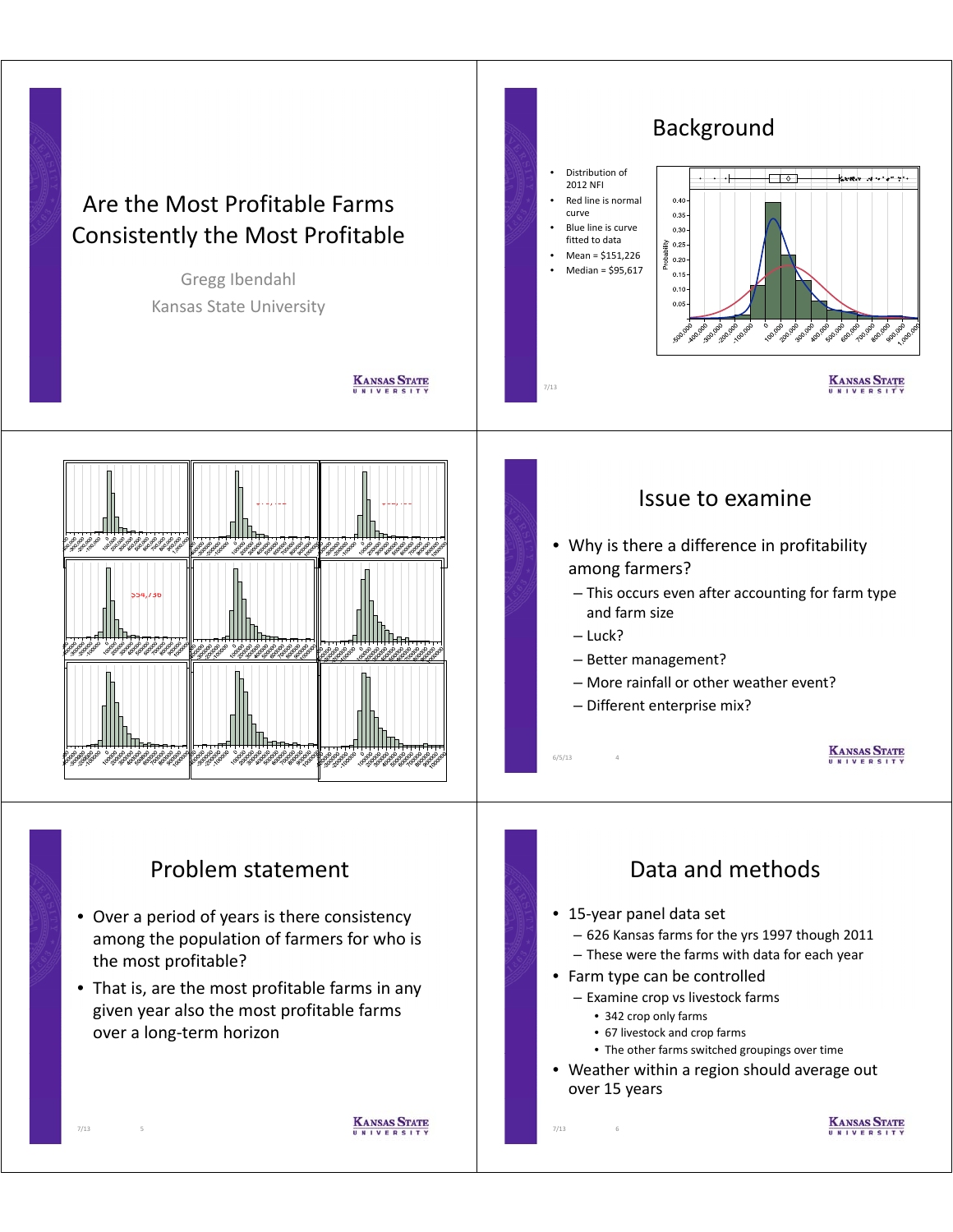# Are the Most Profitable Farms Consistently the Most Profitable

Gregg Ibendahl

Kansas State University

---

## Background

- Distribution of 2012 NFI
- Red line is normal curve
- Blue line is curve fitted to data
- Mean = $151,226
- Median = $95,617

---

$54,736

---

## Issue to examine

- Why is there a difference in profitability among farmers?
  - This occurs even after accounting for farm type and farm size
  - Luck?
  - Better management?
  - More rainfall or other weather event?
  - Different enterprise mix?

---

## Problem statement

- Over a period of years is there consistency among the population of farmers for who is the most profitable?
- That is, are the most profitable farms in any given year also the most profitable farms over a long-term horizon

---

## Data and methods

- 15-year panel data set
  - 626 Kansas farms for the yrs 1997 though 2011
  - These were the farms with data for each year
- Farm type can be controlled
  - Examine crop vs livestock farms
    - 342 crop only farms
    - 67 livestock and crop farms
    - The other farms switched groupings over time
- Weather within a region should average out over 15 years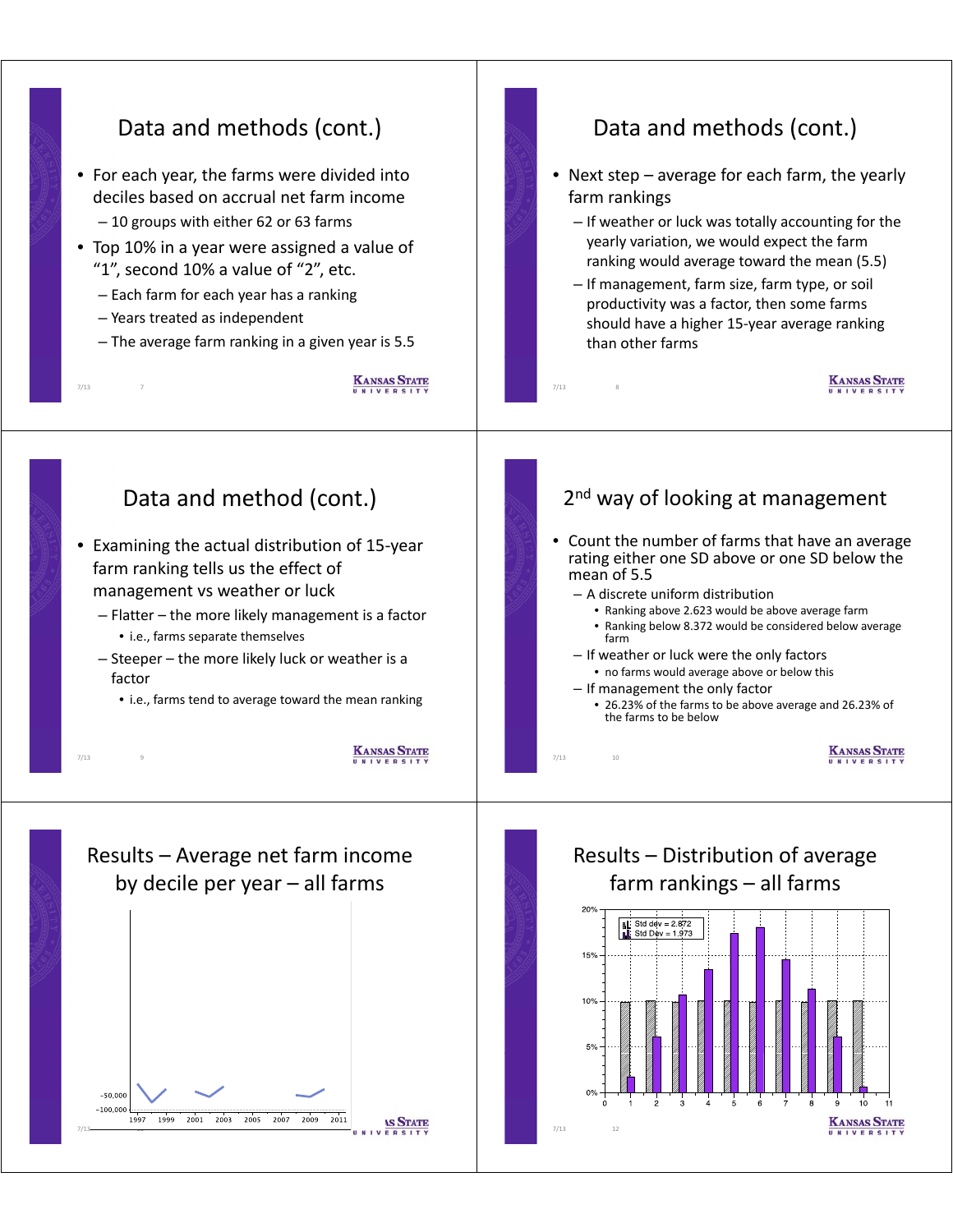## Data and methods (cont.)

- For each year, the farms were divided into deciles based on accrual net farm income
  - 10 groups with either 62 or 63 farms
- Top 10% in a year were assigned a value of "1", second 10% a value of "2", etc.
  - Each farm for each year has a ranking
  - Years treated as independent
  - The average farm ranking in a given year is 5.5

## Data and methods (cont.)

- Next step – average for each farm, the yearly farm rankings
  - If weather or luck was totally accounting for the yearly variation, we would expect the farm ranking would average toward the mean (5.5)
  - If management, farm size, farm type, or soil productivity was a factor, then some farms should have a higher 15-year average ranking than other farms

## Data and method (cont.)

- Examining the actual distribution of 15-year farm ranking tells us the effect of management vs weather or luck
  - Flatter – the more likely management is a factor
    - i.e., farms separate themselves
  - Steeper – the more likely luck or weather is a factor
    - i.e., farms tend to average toward the mean ranking

## 2nd way of looking at management

- Count the number of farms that have an average rating either one SD above or one SD below the mean of 5.5
  - A discrete uniform distribution
    - Ranking above 2.623 would be above average farm
    - Ranking below 8.372 would be considered below average farm
  - If weather or luck were the only factors
    - no farms would average above or below this
  - If management the only factor
    - 26.23% of the farms to be above average and 26.23% of the farms to be below

## Results – Average net farm income by decile per year – all farms

−50,000
−100,000

1997 1999 2001 2003 2005 2007 2009 2011

## Results – Distribution of average farm rankings – all farms

Std dev = 2.872
Std Dev = 1.973

0% 5% 10% 15% 20%

0 1 2 3 4 5 6 7 8 9 10 11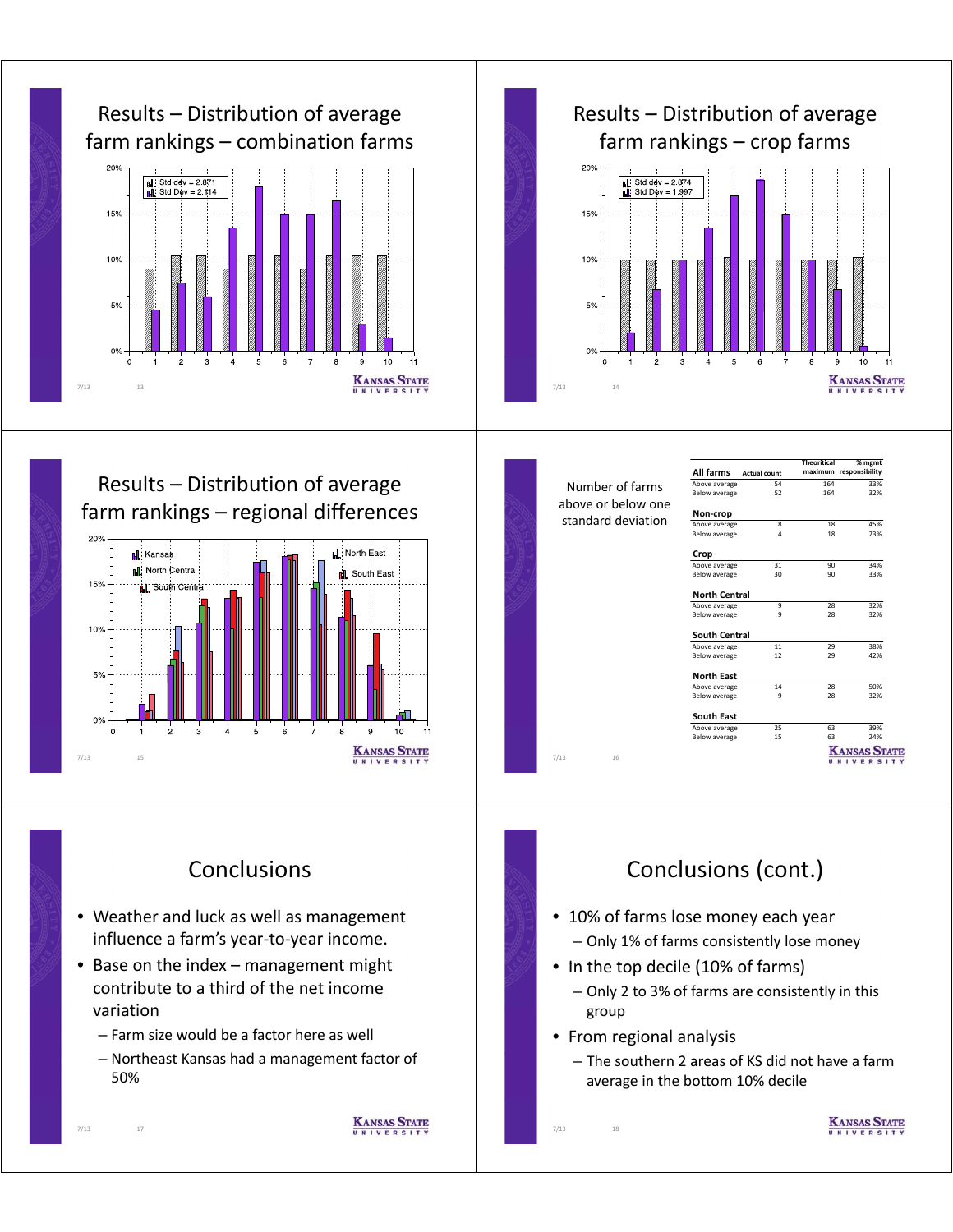## Results – Distribution of average farm rankings – combination farms

Std dev = 2.871
Std Dev = 2.114

## Results – Distribution of average farm rankings – crop farms

Std dev = 2.874
Std Dev = 1.997

## Results – Distribution of average farm rankings – regional differences

Kansas
North Central
South Central
North East
South East

## Number of farms above or below one standard deviation

| | Actual count | Theoritical maximum | % mgmt responsibility |
|---|---|---|---|
| **All farms** | | | |
| Above average | 54 | 164 | 33% |
| Below average | 52 | 164 | 32% |
| **Non-crop** | | | |
| Above average | 8 | 18 | 45% |
| Below average | 4 | 18 | 23% |
| **Crop** | | | |
| Above average | 31 | 90 | 34% |
| Below average | 30 | 90 | 33% |
| **North Central** | | | |
| Above average | 9 | 28 | 32% |
| Below average | 9 | 28 | 32% |
| **South Central** | | | |
| Above average | 11 | 29 | 38% |
| Below average | 12 | 29 | 42% |
| **North East** | | | |
| Above average | 14 | 28 | 50% |
| Below average | 9 | 28 | 32% |
| **South East** | | | |
| Above average | 25 | 63 | 39% |
| Below average | 15 | 63 | 24% |

## Conclusions

- Weather and luck as well as management influence a farm's year-to-year income.
- Base on the index – management might contribute to a third of the net income variation
  - Farm size would be a factor here as well
  - Northeast Kansas had a management factor of 50%

## Conclusions (cont.)

- 10% of farms lose money each year
  - Only 1% of farms consistently lose money
- In the top decile (10% of farms)
  - Only 2 to 3% of farms are consistently in this group
- From regional analysis
  - The southern 2 areas of KS did not have a farm average in the bottom 10% decile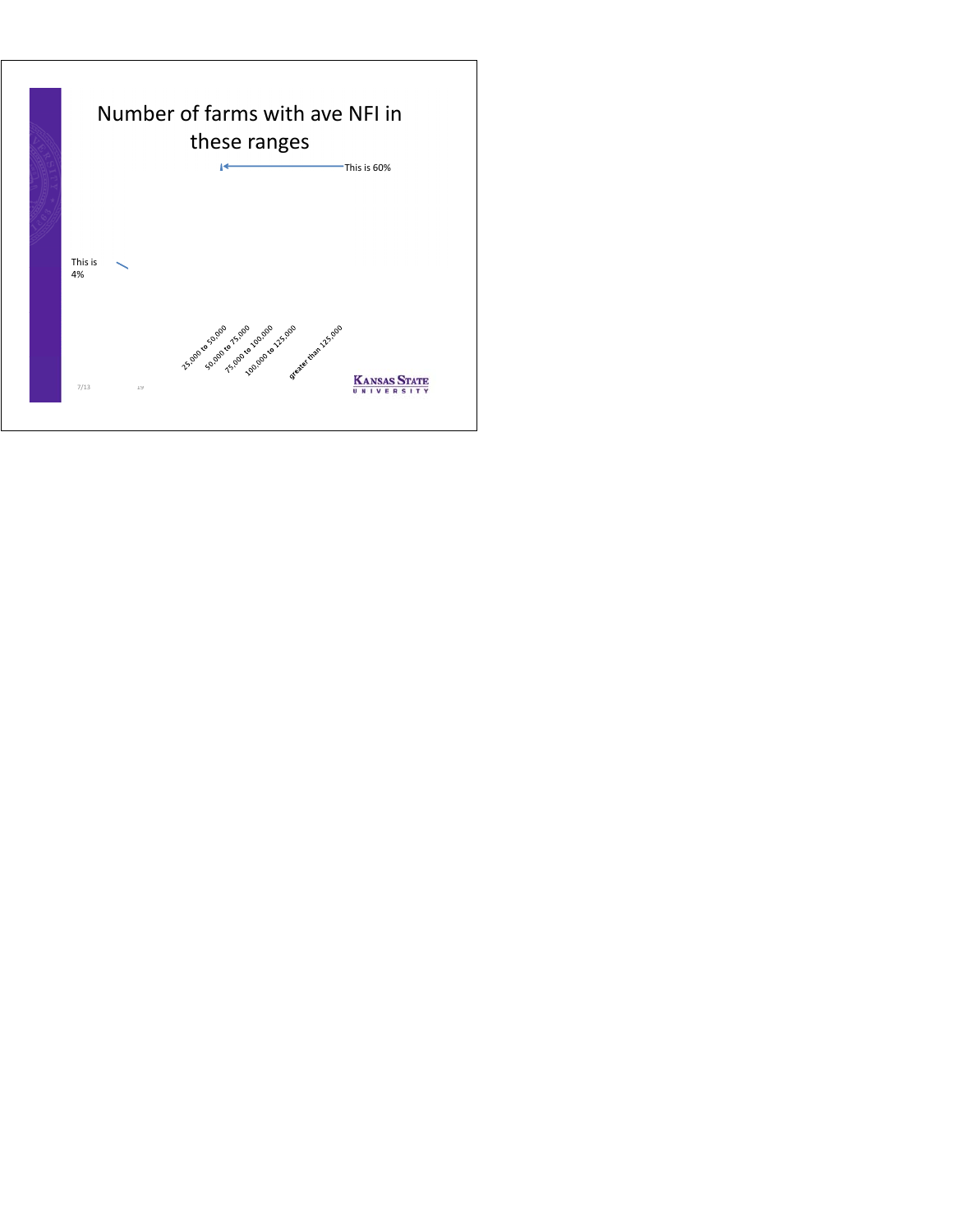# Number of farms with ave NFI in these ranges

This is 60%

This is 4%

25,000 to 50,000

50,000 to 75,000

75,000 to 100,000

100,000 to 125,000

greater than 125,000

7/13